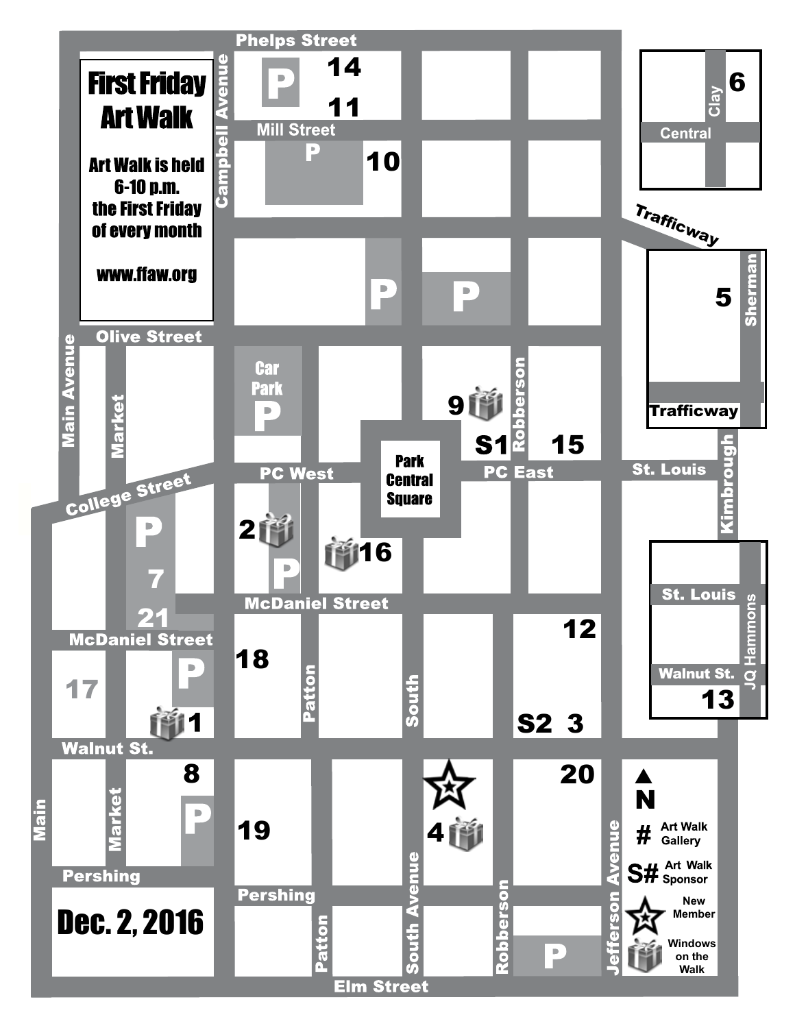# First Friday Art Walk

Art Walk is held 6-10 p.m. the First Friday of every month

www.ffaw.org

Dec. 2, 2016

Phelps Street
Mill Street
Campbell Avenue
Olive Street
Main Avenue
Market
College Street
Car Park
PC West
Park Central Square
PC East
Robberson
St. Louis
Trafficway
Sherman
Clay
Central
Kimbrough
JQ Hammons
Walnut St.
McDaniel Street
Patton
South
South Avenue
Jefferson Avenue
Pershing
Main
Elm Street

1, 2, 3, 4, 5, 6, 7, 8, 9, 10, 11, 12, 13, 14, 15, 16, 17, 18, 19, 20, 21, S1, S2

P (Parking)

N

# Art Walk Gallery

S# Art Walk Sponsor

New Member

Windows on the Walk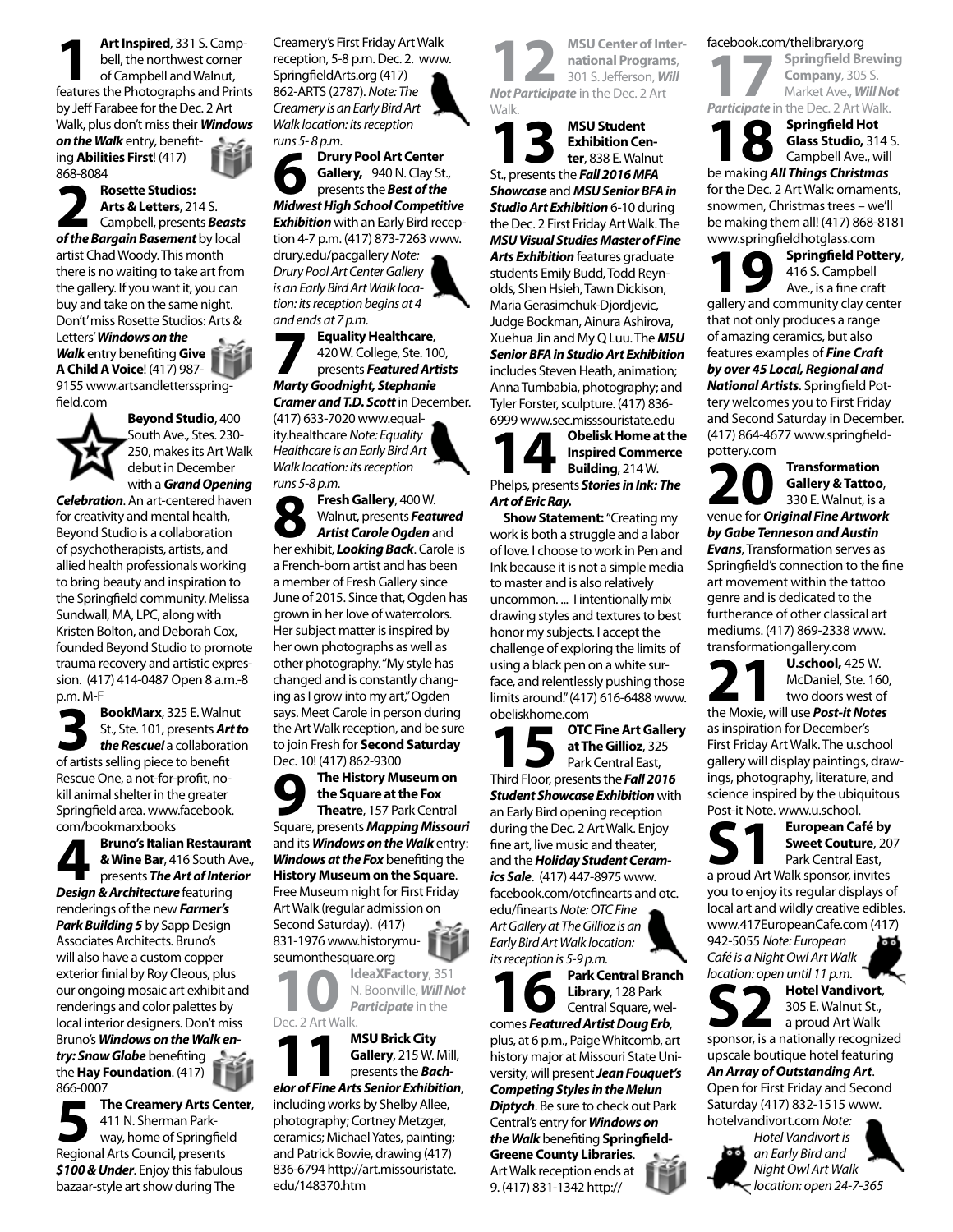**1** **Art Inspired**, 331 S. Campbell, the northwest corner of Campbell and Walnut, features the Photographs and Prints by Jeff Farabee for the Dec. 2 Art Walk, plus don't miss their ***Windows on the Walk*** entry, benefiting **Abilities First**! (417) 868-8084

**2** **Rosette Studios: Arts & Letters**, 214 S. Campbell, presents ***Beasts of the Bargain Basement*** by local artist Chad Woody. This month there is no waiting to take art from the gallery. If you want it, you can buy and take on the same night. Don't' miss Rosette Studios: Arts & Letters' ***Windows on the Walk*** entry benefiting **Give A Child A Voice**! (417) 987-9155 www.artsandlettersspringfield.com

**Beyond Studio**, 400 South Ave., Stes. 230-250, makes its Art Walk debut in December with a ***Grand Opening Celebration***. An art-centered haven for creativity and mental health, Beyond Studio is a collaboration of psychotherapists, artists, and allied health professionals working to bring beauty and inspiration to the Springfield community. Melissa Sundwall, MA, LPC, along with Kristen Bolton, and Deborah Cox, founded Beyond Studio to promote trauma recovery and artistic expression. (417) 414-0487 Open 8 a.m.-8 p.m. M-F

**3** **BookMarx**, 325 E. Walnut St., Ste. 101, presents ***Art to the Rescue!*** a collaboration of artists selling piece to benefit Rescue One, a not-for-profit, no-kill animal shelter in the greater Springfield area. www.facebook.com/bookmarxbooks

**4** **Bruno's Italian Restaurant & Wine Bar**, 416 South Ave., presents ***The Art of Interior Design & Architecture*** featuring renderings of the new ***Farmer's Park Building 5*** by Sapp Design Associates Architects. Bruno's will also have a custom copper exterior finial by Roy Cleous, plus our ongoing mosaic art exhibit and renderings and color palettes by local interior designers. Don't miss Bruno's ***Windows on the Walk entry: Snow Globe*** benefiting the **Hay Foundation**. (417) 866-0007

**5** **The Creamery Arts Center**, 411 N. Sherman Parkway, home of Springfield Regional Arts Council, presents ***$100 & Under***. Enjoy this fabulous bazaar-style art show during The Creamery's First Friday Art Walk reception, 5-8 p.m. Dec. 2. www.SpringfieldArts.org (417) 862-ARTS (2787). *Note: The Creamery is an Early Bird Art Walk location: its reception runs 5- 8 p.m.*

**6** **Drury Pool Art Center Gallery,** 940 N. Clay St., presents the ***Best of the Midwest High School Competitive Exhibition*** with an Early Bird reception 4-7 p.m. (417) 873-7263 www.drury.edu/pacgallery *Note: Drury Pool Art Center Gallery is an Early Bird Art Walk location: its reception begins at 4 and ends at 7 p.m.*

**7** **Equality Healthcare**, 420 W. College, Ste. 100, presents ***Featured Artists Marty Goodnight, Stephanie Cramer and T.D. Scott*** in December. (417) 633-7020 www.equality.healthcare *Note: Equality Healthcare is an Early Bird Art Walk location: its reception runs 5-8 p.m.*

**8** **Fresh Gallery**, 400 W. Walnut, presents ***Featured Artist Carole Ogden*** and her exhibit, ***Looking Back***. Carole is a French-born artist and has been a member of Fresh Gallery since June of 2015. Since that, Ogden has grown in her love of watercolors. Her subject matter is inspired by her own photographs as well as other photography. "My style has changed and is constantly changing as I grow into my art," Ogden says. Meet Carole in person during the Art Walk reception, and be sure to join Fresh for **Second Saturday** Dec. 10! (417) 862-9300

**9** **The History Museum on the Square at the Fox Theatre**, 157 Park Central Square, presents ***Mapping Missouri*** and its ***Windows on the Walk*** entry: ***Windows at the Fox*** benefiting the **History Museum on the Square**. Free Museum night for First Friday Art Walk (regular admission on Second Saturday). (417) 831-1976 www.historymuseumonthesquare.org

**10** **IdeaXFactory**, 351 N. Boonville, ***Will Not Participate*** in the Dec. 2 Art Walk.

**11** **MSU Brick City Gallery**, 215 W. Mill, presents the ***Bachelor of Fine Arts Senior Exhibition***, including works by Shelby Allee, photography; Cortney Metzger, ceramics; Michael Yates, painting; and Patrick Bowie, drawing (417) 836-6794 http://art.missouristate.edu/148370.htm

**12** **MSU Center of International Programs**, 301 S. Jefferson, ***Will Not Participate*** in the Dec. 2 Art Walk.

**13** **MSU Student Exhibition Center**, 838 E. Walnut St., presents the ***Fall 2016 MFA Showcase*** and ***MSU Senior BFA in Studio Art Exhibition*** 6-10 during the Dec. 2 First Friday Art Walk. The ***MSU Visual Studies Master of Fine Arts Exhibition*** features graduate students Emily Budd, Todd Reynolds, Shen Hsieh, Tawn Dickison, Maria Gerasimchuk-Djordjevic, Judge Bockman, Ainura Ashirova, Xuehua Jin and My Q Luu. The ***MSU Senior BFA in Studio Art Exhibition*** includes Steven Heath, animation; Anna Tumbabia, photography; and Tyler Forster, sculpture. (417) 836-6999 www.sec.misssouristate.edu

**14** **Obelisk Home at the Inspired Commerce Building**, 214 W. Phelps, presents ***Stories in Ink: The Art of Eric Ray.***

**Show Statement:** "Creating my work is both a struggle and a labor of love. I choose to work in Pen and Ink because it is not a simple media to master and is also relatively uncommon. ... I intentionally mix drawing styles and textures to best honor my subjects. I accept the challenge of exploring the limits of using a black pen on a white surface, and relentlessly pushing those limits around." (417) 616-6488 www.obeliskhome.com

**15** **OTC Fine Art Gallery at The Gillioz**, 325 Park Central East, Third Floor, presents the ***Fall 2016 Student Showcase Exhibition*** with an Early Bird opening reception during the Dec. 2 Art Walk. Enjoy fine art, live music and theater, and the ***Holiday Student Ceramics Sale***. (417) 447-8975 www.facebook.com/otcfinearts and otc.edu/finearts *Note: OTC Fine Art Gallery at The Gillioz is an Early Bird Art Walk location: its reception is 5-9 p.m.*

**16** **Park Central Branch Library**, 128 Park Central Square, welcomes ***Featured Artist Doug Erb***, plus, at 6 p.m., Paige Whitcomb, art history major at Missouri State University, will present ***Jean Fouquet's Competing Styles in the Melun Diptych***. Be sure to check out Park Central's entry for ***Windows on the Walk*** benefiting **Springfield-Greene County Libraries**. Art Walk reception ends at 9. (417) 831-1342 http://facebook.com/thelibrary.org

**17** **Springfield Brewing Company**, 305 S. Market Ave., ***Will Not Participate*** in the Dec. 2 Art Walk.

**18** **Springfield Hot Glass Studio,** 314 S. Campbell Ave., will be making ***All Things Christmas*** for the Dec. 2 Art Walk: ornaments, snowmen, Christmas trees – we'll be making them all! (417) 868-8181 www.springfieldhotglass.com

**19** **Springfield Pottery**, 416 S. Campbell Ave., is a fine craft gallery and community clay center that not only produces a range of amazing ceramics, but also features examples of ***Fine Craft by over 45 Local, Regional and National Artists***. Springfield Pottery welcomes you to First Friday and Second Saturday in December. (417) 864-4677 www.springfieldpottery.com

**20** **Transformation Gallery & Tattoo**, 330 E. Walnut, is a venue for ***Original Fine Artwork by Gabe Tenneson and Austin Evans***, Transformation serves as Springfield's connection to the fine art movement within the tattoo genre and is dedicated to the furtherance of other classical art mediums. (417) 869-2338 www.transformationgallery.com

**21** **U.school,** 425 W. McDaniel, Ste. 160, two doors west of the Moxie, will use ***Post-it Notes*** as inspiration for December's First Friday Art Walk. The u.school gallery will display paintings, drawings, photography, literature, and science inspired by the ubiquitous Post-it Note. www.u.school.

**S1** **European Café by Sweet Couture**, 207 Park Central East, a proud Art Walk sponsor, invites you to enjoy its regular displays of local art and wildly creative edibles. www.417EuropeanCafe.com (417) 942-5055 *Note: European Café is a Night Owl Art Walk location: open until 11 p.m.*

**S2** **Hotel Vandivort**, 305 E. Walnut St., a proud Art Walk sponsor, is a nationally recognized upscale boutique hotel featuring ***An Array of Outstanding Art***. Open for First Friday and Second Saturday (417) 832-1515 www.hotelvandivort.com *Note: Hotel Vandivort is an Early Bird and Night Owl Art Walk location: open 24-7-365*